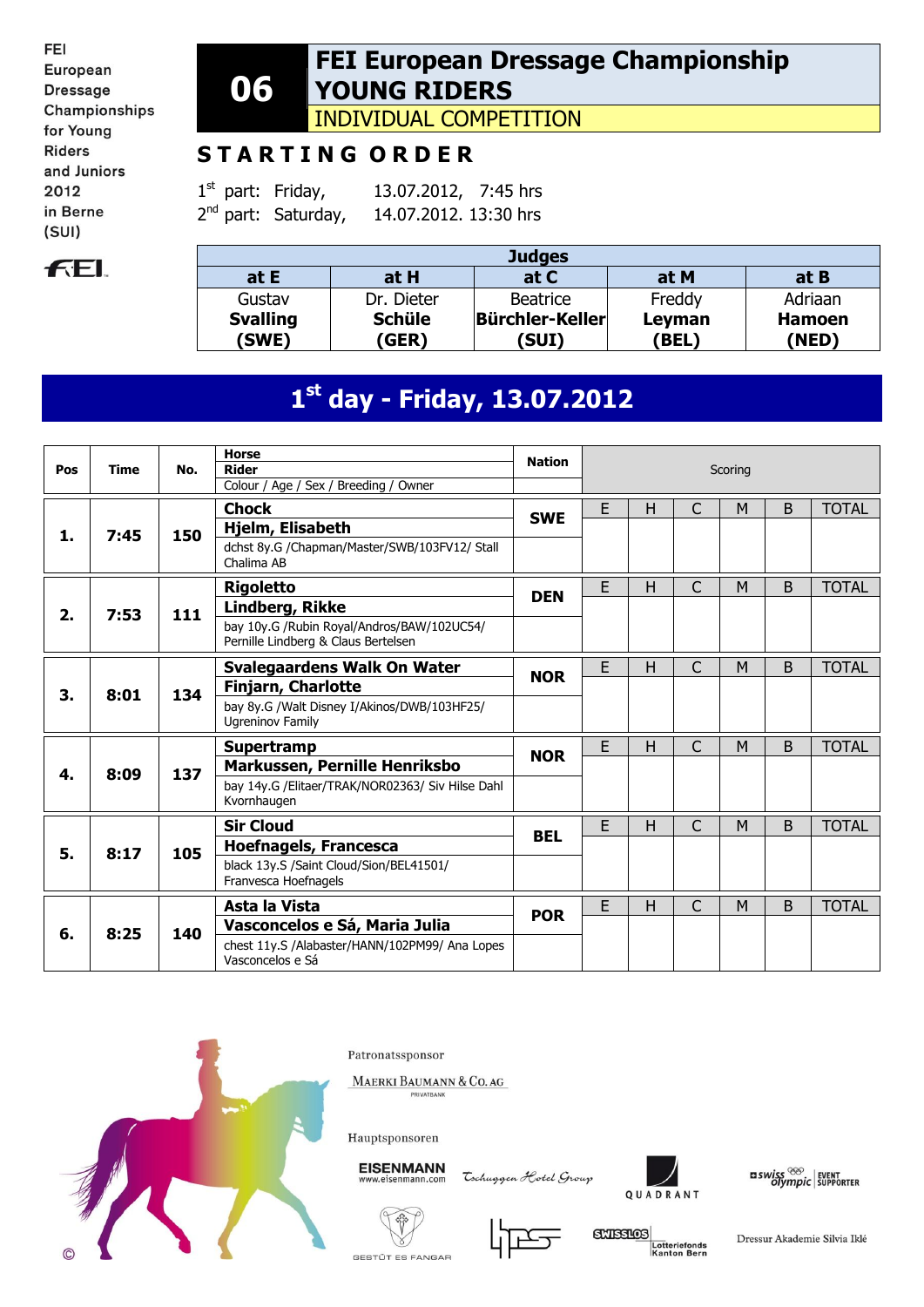FEI European Dressage Championships for Young Riders and Juniors 2012 in Berne (SUI)

# 06 FEI European Dressage Championship YOUNG RIDERS

## INDIVIDUAL COMPETITION

## STARTING ORDER

1st part: Friday, 13.07.2012, 7:45 hrs
2nd part: Saturday, 14.07.2012. 13:30 hrs

| Judges | | | | |
|---|---|---|---|---|
| at E | at H | at C | at M | at B |
| Gustav **Svalling** **(SWE)** | Dr. Dieter **Schüle** **(GER)** | Beatrice **Bürchler-Keller** **(SUI)** | Freddy **Leyman** **(BEL)** | Adriaan **Hamoen** **(NED)** |

## 1st day - Friday, 13.07.2012

| Pos | Time | No. | Horse / Rider / Colour / Age / Sex / Breeding / Owner | Nation | E | H | C | M | B | TOTAL |
|---|---|---|---|---|---|---|---|---|---|---|
| 1. | 7:45 | 150 | **Chock**<br>**Hjelm, Elisabeth**<br>dchst 8y.G /Chapman/Master/SWB/103FV12/ Stall Chalima AB | SWE | | | | | | |
| 2. | 7:53 | 111 | **Rigoletto**<br>**Lindberg, Rikke**<br>bay 10y.G /Rubin Royal/Andros/BAW/102UC54/ Pernille Lindberg & Claus Bertelsen | DEN | | | | | | |
| 3. | 8:01 | 134 | **Svalegaardens Walk On Water**<br>**Finjarn, Charlotte**<br>bay 8y.G /Walt Disney I/Akinos/DWB/103HF25/ Ugreninov Family | NOR | | | | | | |
| 4. | 8:09 | 137 | **Supertramp**<br>**Markussen, Pernille Henriksbo**<br>bay 14y.G /Elitaer/TRAK/NOR02363/ Siv Hilse Dahl Kvornhaugen | NOR | | | | | | |
| 5. | 8:17 | 105 | **Sir Cloud**<br>**Hoefnagels, Francesca**<br>black 13y.S /Saint Cloud/Sion/BEL41501/ Franvesca Hoefnagels | BEL | | | | | | |
| 6. | 8:25 | 140 | **Asta la Vista**<br>**Vasconcelos e Sá, Maria Julia**<br>chest 11y.S /Alabaster/HANN/102PM99/ Ana Lopes Vasconcelos e Sá | POR | | | | | | |

Patronatssponsor

MAERKI BAUMANN & CO. AG PRIVATBANK

Hauptsponsoren

EISENMANN www.eisenmann.com · Tschuggen Hotel Group · QUADRANT · swiss olympic EVENT SUPPORTER · GESTÜT ES FANGAR · SWISSLOS Lotteriefonds Kanton Bern · Dressur Akademie Silvia Iklé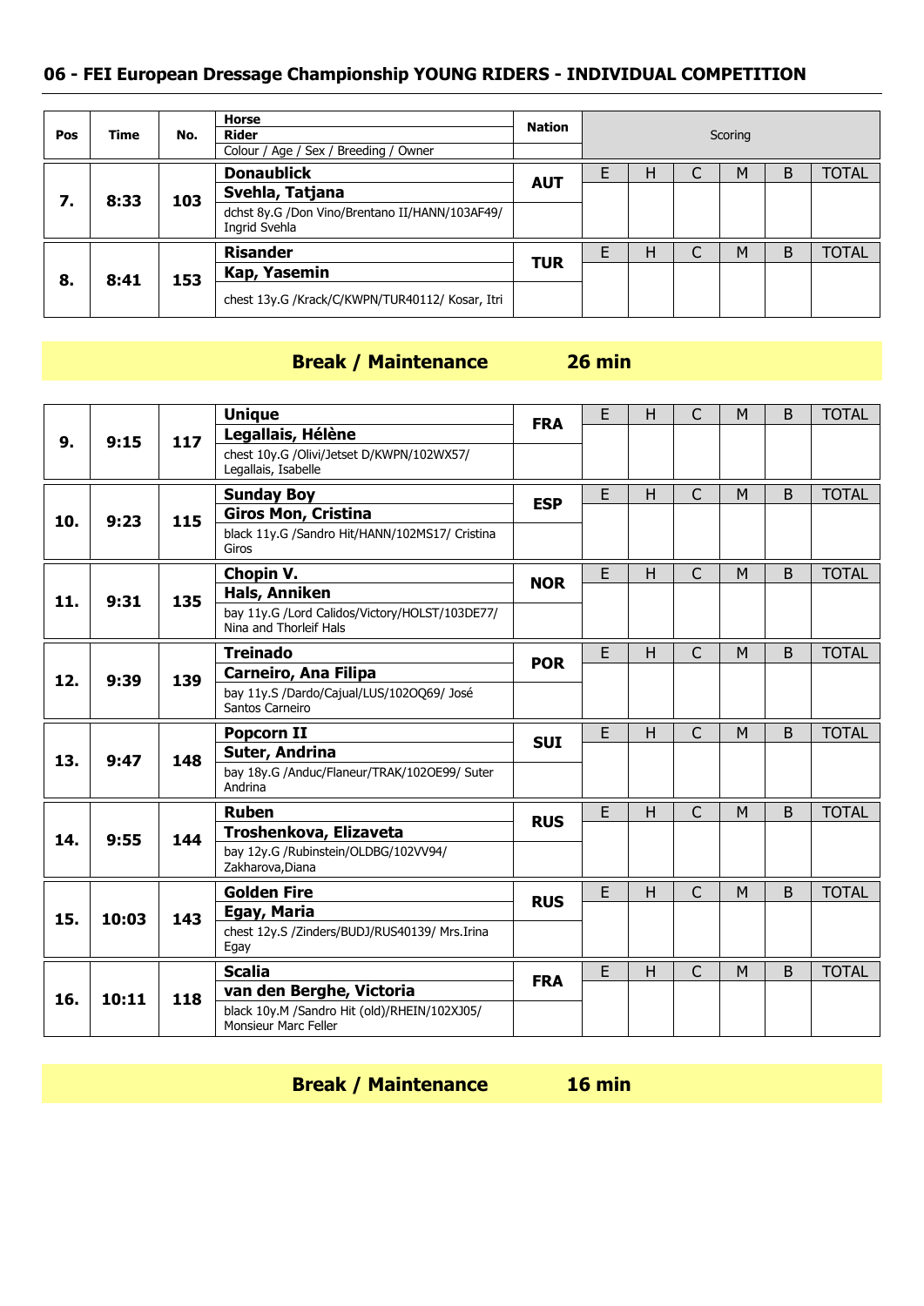## 06 - FEI European Dressage Championship YOUNG RIDERS - INDIVIDUAL COMPETITION

| Pos | Time | No. | Horse / Rider / Colour / Age / Sex / Breeding / Owner | Nation | E | H | C | M | B | TOTAL |
|---|---|---|---|---|---|---|---|---|---|---|
| 7. | 8:33 | 103 | **Donaublick**<br>**Svehla, Tatjana**<br>dchst 8y.G /Don Vino/Brentano II/HANN/103AF49/ Ingrid Svehla | AUT | | | | | | |
| 8. | 8:41 | 153 | **Risander**<br>**Kap, Yasemin**<br>chest 13y.G /Krack/C/KWPN/TUR40112/ Kosar, Itri | TUR | | | | | | |

**Break / Maintenance 26 min**

| Pos | Time | No. | Horse / Rider / Colour / Age / Sex / Breeding / Owner | Nation | E | H | C | M | B | TOTAL |
|---|---|---|---|---|---|---|---|---|---|---|
| 9. | 9:15 | 117 | **Unique**<br>**Legallais, Hélène**<br>chest 10y.G /Olivi/Jetset D/KWPN/102WX57/ Legallais, Isabelle | FRA | | | | | | |
| 10. | 9:23 | 115 | **Sunday Boy**<br>**Giros Mon, Cristina**<br>black 11y.G /Sandro Hit/HANN/102MS17/ Cristina Giros | ESP | | | | | | |
| 11. | 9:31 | 135 | **Chopin V.**<br>**Hals, Anniken**<br>bay 11y.G /Lord Calidos/Victory/HOLST/103DE77/ Nina and Thorleif Hals | NOR | | | | | | |
| 12. | 9:39 | 139 | **Treinado**<br>**Carneiro, Ana Filipa**<br>bay 11y.S /Dardo/Cajual/LUS/102OQ69/ José Santos Carneiro | POR | | | | | | |
| 13. | 9:47 | 148 | **Popcorn II**<br>**Suter, Andrina**<br>bay 18y.G /Anduc/Flaneur/TRAK/102OE99/ Suter Andrina | SUI | | | | | | |
| 14. | 9:55 | 144 | **Ruben**<br>**Troshenkova, Elizaveta**<br>bay 12y.G /Rubinstein/OLDBG/102VV94/ Zakharova,Diana | RUS | | | | | | |
| 15. | 10:03 | 143 | **Golden Fire**<br>**Egay, Maria**<br>chest 12y.S /Zinders/BUDJ/RUS40139/ Mrs.Irina Egay | RUS | | | | | | |
| 16. | 10:11 | 118 | **Scalia**<br>**van den Berghe, Victoria**<br>black 10y.M /Sandro Hit (old)/RHEIN/102XJ05/ Monsieur Marc Feller | FRA | | | | | | |

**Break / Maintenance 16 min**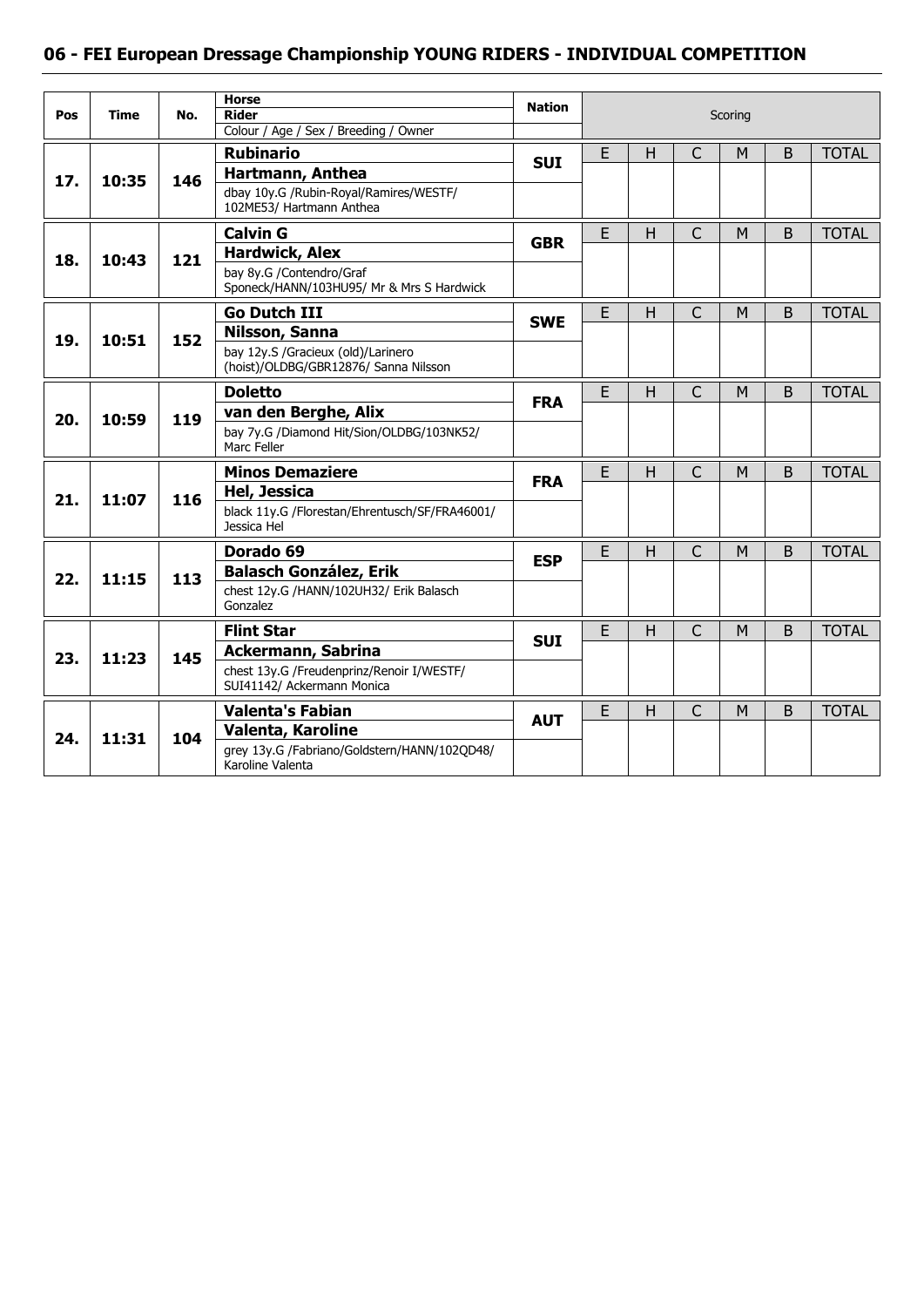## 06 - FEI European Dressage Championship YOUNG RIDERS - INDIVIDUAL COMPETITION

| Pos | Time | No. | Horse / Rider / Colour / Age / Sex / Breeding / Owner | Nation | E | H | C | M | B | TOTAL |
|---|---|---|---|---|---|---|---|---|---|---|
| 17. | 10:35 | 146 | **Rubinario**<br>**Hartmann, Anthea**<br>dbay 10y.G /Rubin-Royal/Ramires/WESTF/ 102ME53/ Hartmann Anthea | **SUI** | | | | | | |
| 18. | 10:43 | 121 | **Calvin G**<br>**Hardwick, Alex**<br>bay 8y.G /Contendro/Graf Sponeck/HANN/103HU95/ Mr & Mrs S Hardwick | **GBR** | | | | | | |
| 19. | 10:51 | 152 | **Go Dutch III**<br>**Nilsson, Sanna**<br>bay 12y.S /Gracieux (old)/Larinero (hoist)/OLDBG/GBR12876/ Sanna Nilsson | **SWE** | | | | | | |
| 20. | 10:59 | 119 | **Doletto**<br>**van den Berghe, Alix**<br>bay 7y.G /Diamond Hit/Sion/OLDBG/103NK52/ Marc Feller | **FRA** | | | | | | |
| 21. | 11:07 | 116 | **Minos Demaziere**<br>**Hel, Jessica**<br>black 11y.G /Florestan/Ehrentusch/SF/FRA46001/ Jessica Hel | **FRA** | | | | | | |
| 22. | 11:15 | 113 | **Dorado 69**<br>**Balasch González, Erik**<br>chest 12y.G /HANN/102UH32/ Erik Balasch Gonzalez | **ESP** | | | | | | |
| 23. | 11:23 | 145 | **Flint Star**<br>**Ackermann, Sabrina**<br>chest 13y.G /Freudenprinz/Renoir I/WESTF/ SUI41142/ Ackermann Monica | **SUI** | | | | | | |
| 24. | 11:31 | 104 | **Valenta's Fabian**<br>**Valenta, Karoline**<br>grey 13y.G /Fabriano/Goldstern/HANN/102QD48/ Karoline Valenta | **AUT** | | | | | | |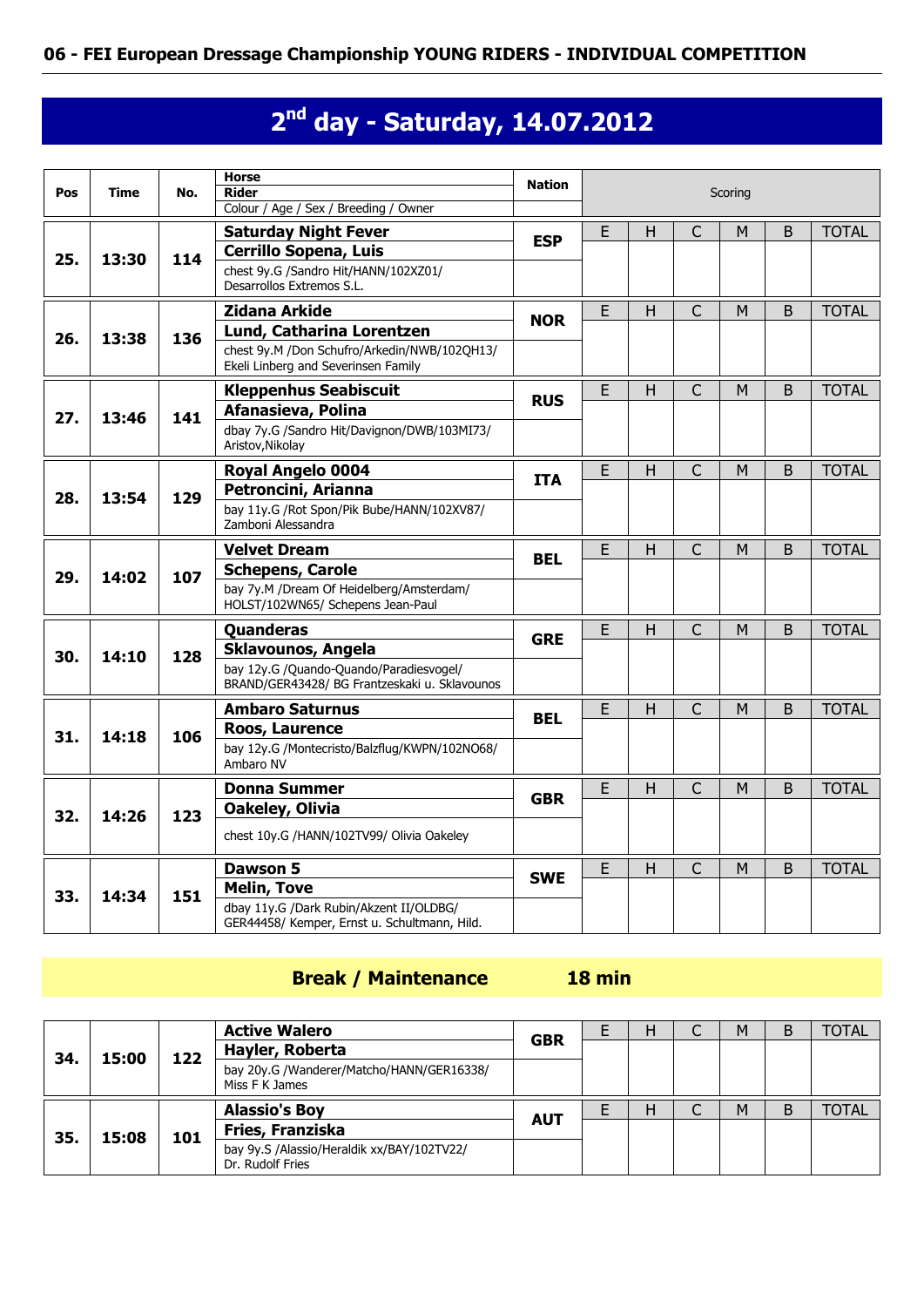## 06 - FEI European Dressage Championship YOUNG RIDERS - INDIVIDUAL COMPETITION

# 2nd day - Saturday, 14.07.2012

| Pos | Time | No. | Horse / Rider / Colour / Age / Sex / Breeding / Owner | Nation | E | H | C | M | B | TOTAL |
|---|---|---|---|---|---|---|---|---|---|---|
| 25. | 13:30 | 114 | **Saturday Night Fever**<br>**Cerrillo Sopena, Luis**<br>chest 9y.G /Sandro Hit/HANN/102XZ01/ Desarrollos Extremos S.L. | **ESP** | | | | | | |
| 26. | 13:38 | 136 | **Zidana Arkide**<br>**Lund, Catharina Lorentzen**<br>chest 9y.M /Don Schufro/Arkedin/NWB/102QH13/ Ekeli Linberg and Severinsen Family | **NOR** | | | | | | |
| 27. | 13:46 | 141 | **Kleppenhus Seabiscuit**<br>**Afanasieva, Polina**<br>dbay 7y.G /Sandro Hit/Davignon/DWB/103MI73/ Aristov,Nikolay | **RUS** | | | | | | |
| 28. | 13:54 | 129 | **Royal Angelo 0004**<br>**Petroncini, Arianna**<br>bay 11y.G /Rot Spon/Pik Bube/HANN/102XV87/ Zamboni Alessandra | **ITA** | | | | | | |
| 29. | 14:02 | 107 | **Velvet Dream**<br>**Schepens, Carole**<br>bay 7y.M /Dream Of Heidelberg/Amsterdam/ HOLST/102WN65/ Schepens Jean-Paul | **BEL** | | | | | | |
| 30. | 14:10 | 128 | **Quanderas**<br>**Sklavounos, Angela**<br>bay 12y.G /Quando-Quando/Paradiesvogel/ BRAND/GER43428/ BG Frantzeskaki u. Sklavounos | **GRE** | | | | | | |
| 31. | 14:18 | 106 | **Ambaro Saturnus**<br>**Roos, Laurence**<br>bay 12y.G /Montecristo/Balzflug/KWPN/102NO68/ Ambaro NV | **BEL** | | | | | | |
| 32. | 14:26 | 123 | **Donna Summer**<br>**Oakeley, Olivia**<br>chest 10y.G /HANN/102TV99/ Olivia Oakeley | **GBR** | | | | | | |
| 33. | 14:34 | 151 | **Dawson 5**<br>**Melin, Tove**<br>dbay 11y.G /Dark Rubin/Akzent II/OLDBG/ GER44458/ Kemper, Ernst u. Schultmann, Hild. | **SWE** | | | | | | |

**Break / Maintenance 18 min**

| Pos | Time | No. | Horse / Rider / Colour / Age / Sex / Breeding / Owner | Nation | E | H | C | M | B | TOTAL |
|---|---|---|---|---|---|---|---|---|---|---|
| 34. | 15:00 | 122 | **Active Walero**<br>**Hayler, Roberta**<br>bay 20y.G /Wanderer/Matcho/HANN/GER16338/ Miss F K James | **GBR** | | | | | | |
| 35. | 15:08 | 101 | **Alassio's Boy**<br>**Fries, Franziska**<br>bay 9y.S /Alassio/Heraldik xx/BAY/102TV22/ Dr. Rudolf Fries | **AUT** | | | | | | |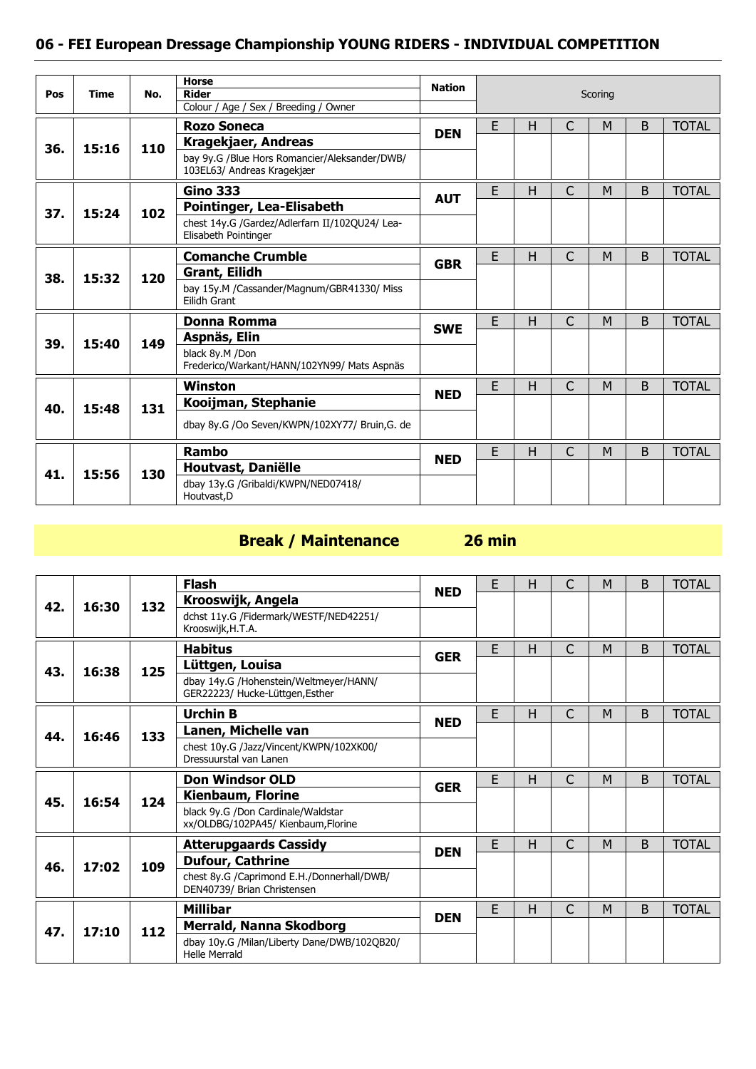## 06 - FEI European Dressage Championship YOUNG RIDERS - INDIVIDUAL COMPETITION

| Pos | Time | No. | Horse / Rider / Colour / Age / Sex / Breeding / Owner | Nation | E | H | C | M | B | TOTAL |
|---|---|---|---|---|---|---|---|---|---|---|
| 36. | 15:16 | 110 | **Rozo Soneca**<br>**Kragekjaer, Andreas**<br>bay 9y.G /Blue Hors Romancier/Aleksander/DWB/ 103EL63/ Andreas Kragekjær | DEN | | | | | | |
| 37. | 15:24 | 102 | **Gino 333**<br>**Pointinger, Lea-Elisabeth**<br>chest 14y.G /Gardez/Adlerfarn II/102QU24/ Lea-Elisabeth Pointinger | AUT | | | | | | |
| 38. | 15:32 | 120 | **Comanche Crumble**<br>**Grant, Eilidh**<br>bay 15y.M /Cassander/Magnum/GBR41330/ Miss Eilidh Grant | GBR | | | | | | |
| 39. | 15:40 | 149 | **Donna Romma**<br>**Aspnäs, Elin**<br>black 8y.M /Don Frederico/Warkant/HANN/102YN99/ Mats Aspnäs | SWE | | | | | | |
| 40. | 15:48 | 131 | **Winston**<br>**Kooijman, Stephanie**<br>dbay 8y.G /Oo Seven/KWPN/102XY77/ Bruin,G. de | NED | | | | | | |
| 41. | 15:56 | 130 | **Rambo**<br>**Houtvast, Daniëlle**<br>dbay 13y.G /Gribaldi/KWPN/NED07418/ Houtvast,D | NED | | | | | | |

**Break / Maintenance 26 min**

| Pos | Time | No. | Horse / Rider / Colour / Age / Sex / Breeding / Owner | Nation | E | H | C | M | B | TOTAL |
|---|---|---|---|---|---|---|---|---|---|---|
| 42. | 16:30 | 132 | **Flash**<br>**Krooswijk, Angela**<br>dchst 11y.G /Fidermark/WESTF/NED42251/ Krooswijk,H.T.A. | NED | | | | | | |
| 43. | 16:38 | 125 | **Habitus**<br>**Lüttgen, Louisa**<br>dbay 14y.G /Hohenstein/Weltmeyer/HANN/ GER22223/ Hucke-Lüttgen,Esther | GER | | | | | | |
| 44. | 16:46 | 133 | **Urchin B**<br>**Lanen, Michelle van**<br>chest 10y.G /Jazz/Vincent/KWPN/102XK00/ Dressuurstal van Lanen | NED | | | | | | |
| 45. | 16:54 | 124 | **Don Windsor OLD**<br>**Kienbaum, Florine**<br>black 9y.G /Don Cardinale/Waldstar xx/OLDBG/102PA45/ Kienbaum,Florine | GER | | | | | | |
| 46. | 17:02 | 109 | **Atterupgaards Cassidy**<br>**Dufour, Cathrine**<br>chest 8y.G /Caprimond E.H./Donnerhall/DWB/ DEN40739/ Brian Christensen | DEN | | | | | | |
| 47. | 17:10 | 112 | **Millibar**<br>**Merrald, Nanna Skodborg**<br>dbay 10y.G /Milan/Liberty Dane/DWB/102QB20/ Helle Merrald | DEN | | | | | | |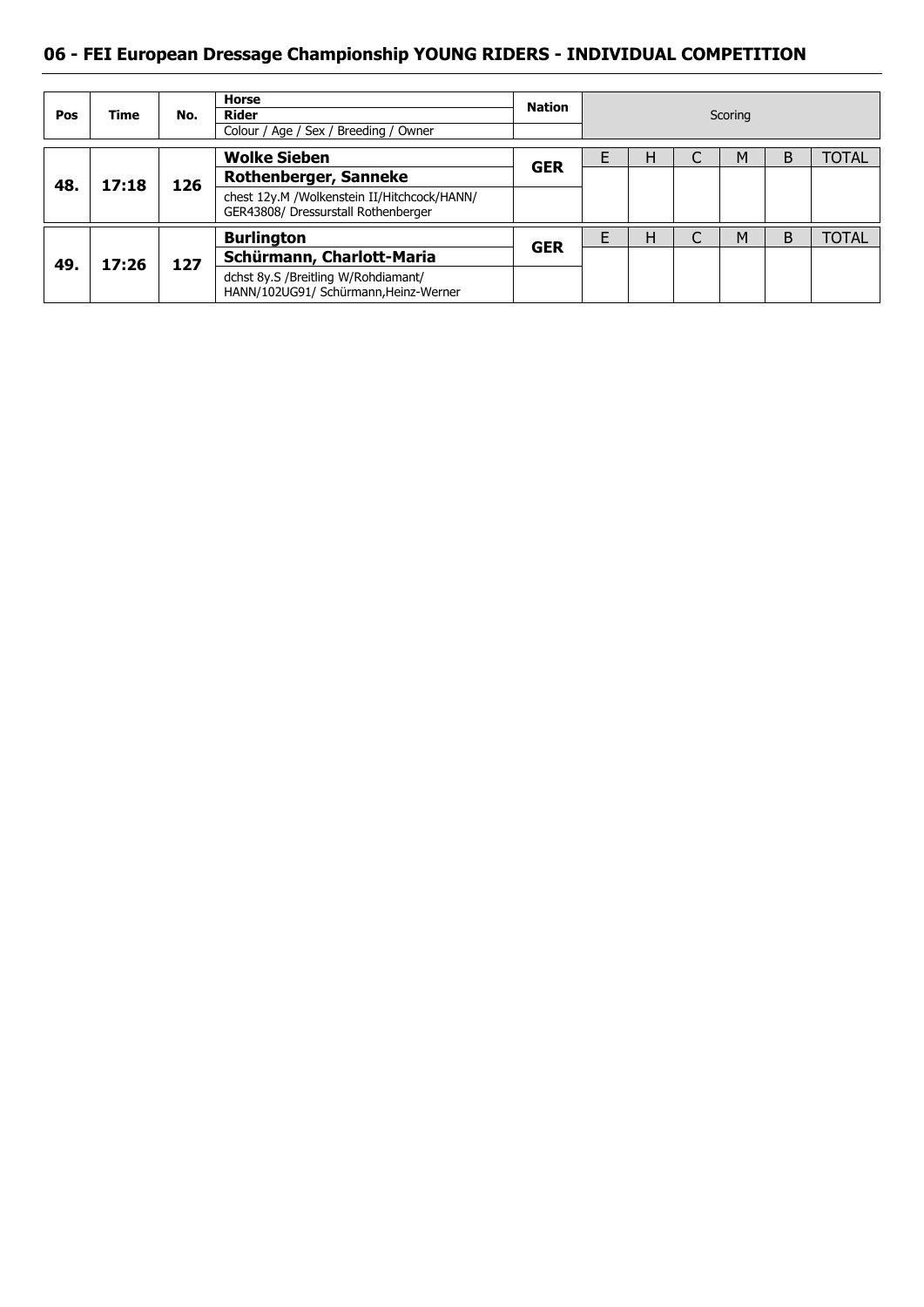## 06 - FEI European Dressage Championship YOUNG RIDERS - INDIVIDUAL COMPETITION

| Pos | Time | No. | Horse / Rider / Colour / Age / Sex / Breeding / Owner | Nation | Scoring | | | | | |
|---|---|---|---|---|---|---|---|---|---|---|
| | | | | | E | H | C | M | B | TOTAL |
| 48. | 17:18 | 126 | **Wolke Sieben**<br>**Rothenberger, Sanneke**<br>chest 12y.M /Wolkenstein II/Hitchcock/HANN/ GER43808/ Dressurstall Rothenberger | **GER** | | | | | | |
| 49. | 17:26 | 127 | **Burlington**<br>**Schürmann, Charlott-Maria**<br>dchst 8y.S /Breitling W/Rohdiamant/ HANN/102UG91/ Schürmann,Heinz-Werner | **GER** | | | | | | |